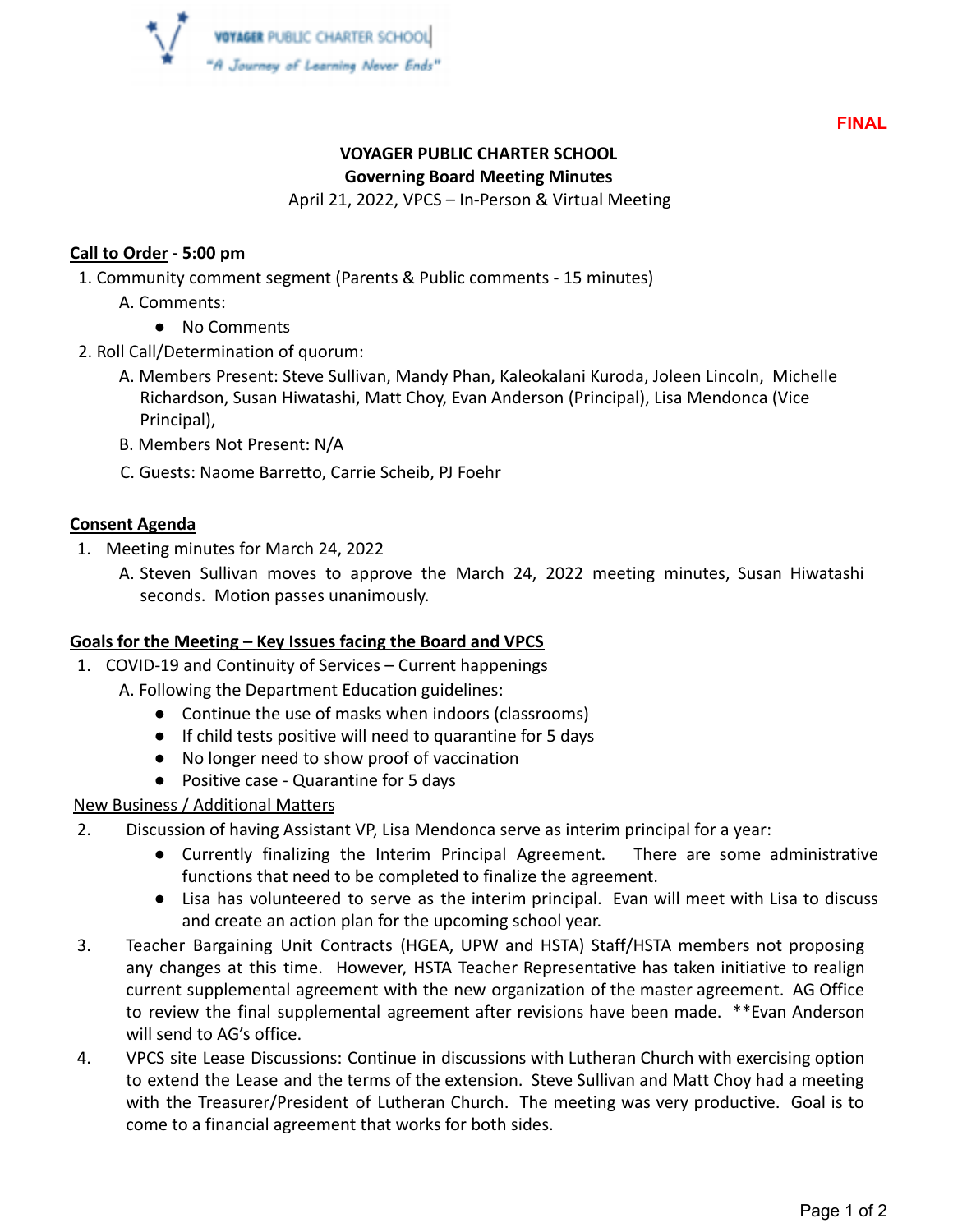VOYAGER PUBLIC CHARTER SCHOOL
"A Journey of Learning Never Ends"

FINAL

# VOYAGER PUBLIC CHARTER SCHOOL
## Governing Board Meeting Minutes

April 21, 2022, VPCS – In-Person & Virtual Meeting

**Call to Order - 5:00 pm**

1. Community comment segment (Parents & Public comments - 15 minutes)
   A. Comments:
      - No Comments
2. Roll Call/Determination of quorum:
   A. Members Present: Steve Sullivan, Mandy Phan, Kaleokalani Kuroda, Joleen Lincoln, Michelle Richardson, Susan Hiwatashi, Matt Choy, Evan Anderson (Principal), Lisa Mendonca (Vice Principal),
   B. Members Not Present: N/A
   C. Guests: Naome Barretto, Carrie Scheib, PJ Foehr

**Consent Agenda**

1. Meeting minutes for March 24, 2022
   A. Steven Sullivan moves to approve the March 24, 2022 meeting minutes, Susan Hiwatashi seconds. Motion passes unanimously.

**Goals for the Meeting – Key Issues facing the Board and VPCS**

1. COVID-19 and Continuity of Services – Current happenings
   A. Following the Department Education guidelines:
      - Continue the use of masks when indoors (classrooms)
      - If child tests positive will need to quarantine for 5 days
      - No longer need to show proof of vaccination
      - Positive case - Quarantine for 5 days

New Business / Additional Matters

2. Discussion of having Assistant VP, Lisa Mendonca serve as interim principal for a year:
   - Currently finalizing the Interim Principal Agreement. There are some administrative functions that need to be completed to finalize the agreement.
   - Lisa has volunteered to serve as the interim principal. Evan will meet with Lisa to discuss and create an action plan for the upcoming school year.
3. Teacher Bargaining Unit Contracts (HGEA, UPW and HSTA) Staff/HSTA members not proposing any changes at this time. However, HSTA Teacher Representative has taken initiative to realign current supplemental agreement with the new organization of the master agreement. AG Office to review the final supplemental agreement after revisions have been made. **Evan Anderson will send to AG's office.
4. VPCS site Lease Discussions: Continue in discussions with Lutheran Church with exercising option to extend the Lease and the terms of the extension. Steve Sullivan and Matt Choy had a meeting with the Treasurer/President of Lutheran Church. The meeting was very productive. Goal is to come to a financial agreement that works for both sides.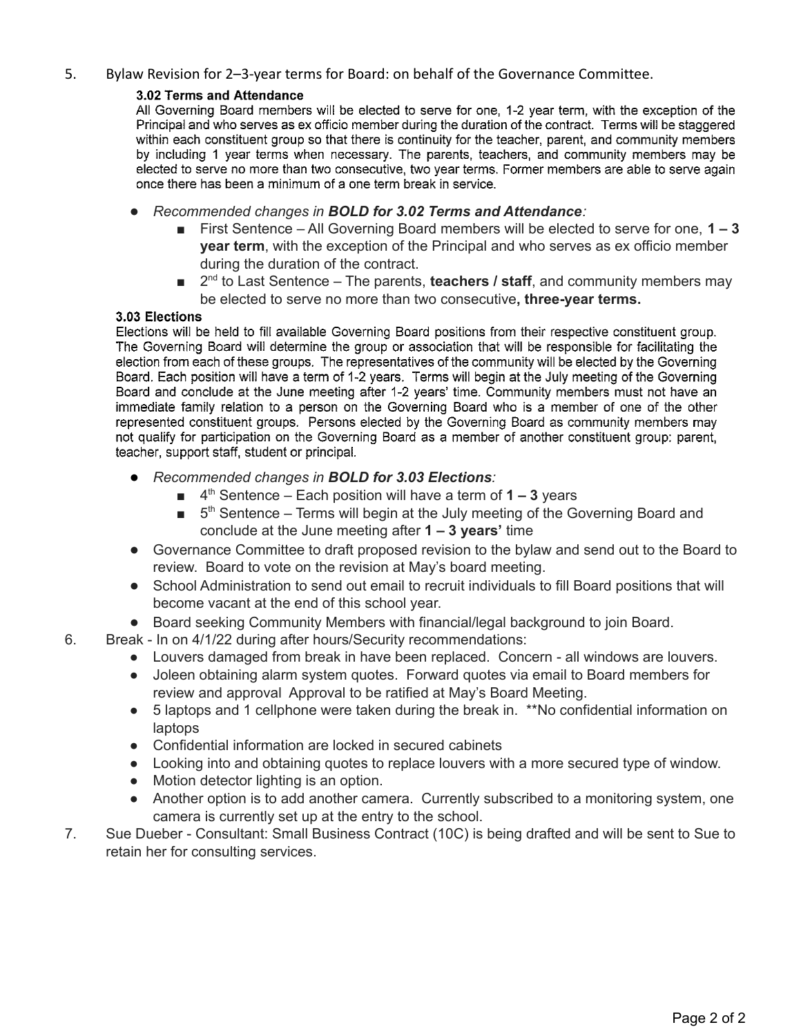5. Bylaw Revision for 2–3-year terms for Board: on behalf of the Governance Committee.

   **3.02 Terms and Attendance**

   All Governing Board members will be elected to serve for one, 1-2 year term, with the exception of the Principal and who serves as ex officio member during the duration of the contract. Terms will be staggered within each constituent group so that there is continuity for the teacher, parent, and community members by including 1 year terms when necessary. The parents, teachers, and community members may be elected to serve no more than two consecutive, two year terms. Former members are able to serve again once there has been a minimum of a one term break in service.

   - *Recommended changes in **BOLD for 3.02 Terms and Attendance**:*
     - First Sentence – All Governing Board members will be elected to serve for one, **1 – 3 year term**, with the exception of the Principal and who serves as ex officio member during the duration of the contract.
     - 2nd to Last Sentence – The parents, **teachers / staff**, and community members may be elected to serve no more than two consecutive**, three-year terms.**

   **3.03 Elections**

   Elections will be held to fill available Governing Board positions from their respective constituent group. The Governing Board will determine the group or association that will be responsible for facilitating the election from each of these groups. The representatives of the community will be elected by the Governing Board. Each position will have a term of 1-2 years. Terms will begin at the July meeting of the Governing Board and conclude at the June meeting after 1-2 years' time. Community members must not have an immediate family relation to a person on the Governing Board who is a member of one of the other represented constituent groups. Persons elected by the Governing Board as community members may not qualify for participation on the Governing Board as a member of another constituent group: parent, teacher, support staff, student or principal.

   - *Recommended changes in **BOLD for 3.03 Elections**:*
     - 4th Sentence – Each position will have a term of **1 – 3** years
     - 5th Sentence – Terms will begin at the July meeting of the Governing Board and conclude at the June meeting after **1 – 3 years'** time
   - Governance Committee to draft proposed revision to the bylaw and send out to the Board to review. Board to vote on the revision at May's board meeting.
   - School Administration to send out email to recruit individuals to fill Board positions that will become vacant at the end of this school year.
   - Board seeking Community Members with financial/legal background to join Board.

6. Break - In on 4/1/22 during after hours/Security recommendations:
   - Louvers damaged from break in have been replaced. Concern - all windows are louvers.
   - Joleen obtaining alarm system quotes. Forward quotes via email to Board members for review and approval Approval to be ratified at May's Board Meeting.
   - 5 laptops and 1 cellphone were taken during the break in. **No confidential information on laptops
   - Confidential information are locked in secured cabinets
   - Looking into and obtaining quotes to replace louvers with a more secured type of window.
   - Motion detector lighting is an option.
   - Another option is to add another camera. Currently subscribed to a monitoring system, one camera is currently set up at the entry to the school.

7. Sue Dueber - Consultant: Small Business Contract (10C) is being drafted and will be sent to Sue to retain her for consulting services.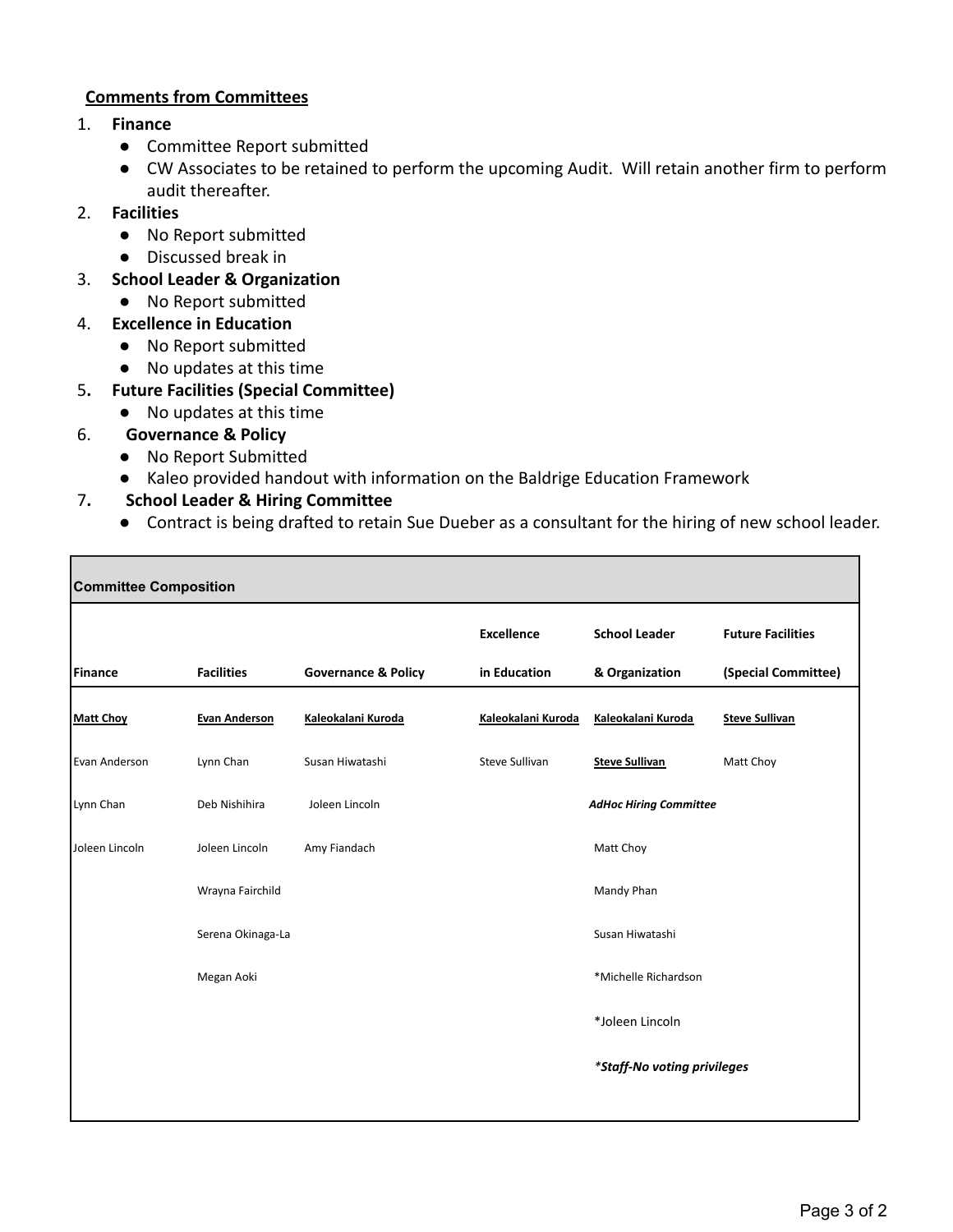## Comments from Committees

1. **Finance**
   - Committee Report submitted
   - CW Associates to be retained to perform the upcoming Audit. Will retain another firm to perform audit thereafter.
2. **Facilities**
   - No Report submitted
   - Discussed break in
3. **School Leader & Organization**
   - No Report submitted
4. **Excellence in Education**
   - No Report submitted
   - No updates at this time
5. **Future Facilities (Special Committee)**
   - No updates at this time
6. **Governance & Policy**
   - No Report Submitted
   - Kaleo provided handout with information on the Baldrige Education Framework
7. **School Leader & Hiring Committee**
   - Contract is being drafted to retain Sue Dueber as a consultant for the hiring of new school leader.

**Committee Composition**

| Finance | Facilities | Governance & Policy | Excellence in Education | School Leader & Organization | Future Facilities (Special Committee) |
|---|---|---|---|---|---|
| **Matt Choy** | **Evan Anderson** | **Kaleokalani Kuroda** | **Kaleokalani Kuroda** | **Kaleokalani Kuroda** | **Steve Sullivan** |
| Evan Anderson | Lynn Chan | Susan Hiwatashi | Steve Sullivan | **Steve Sullivan** | Matt Choy |
| Lynn Chan | Deb Nishihira | Joleen Lincoln | | ***AdHoc Hiring Committee*** | |
| Joleen Lincoln | Joleen Lincoln | Amy Fiandach | | Matt Choy | |
| | Wrayna Fairchild | | | Mandy Phan | |
| | Serena Okinaga-La | | | Susan Hiwatashi | |
| | Megan Aoki | | | *Michelle Richardson | |
| | | | | *Joleen Lincoln | |
| | | | | ***Staff-No voting privileges*** | |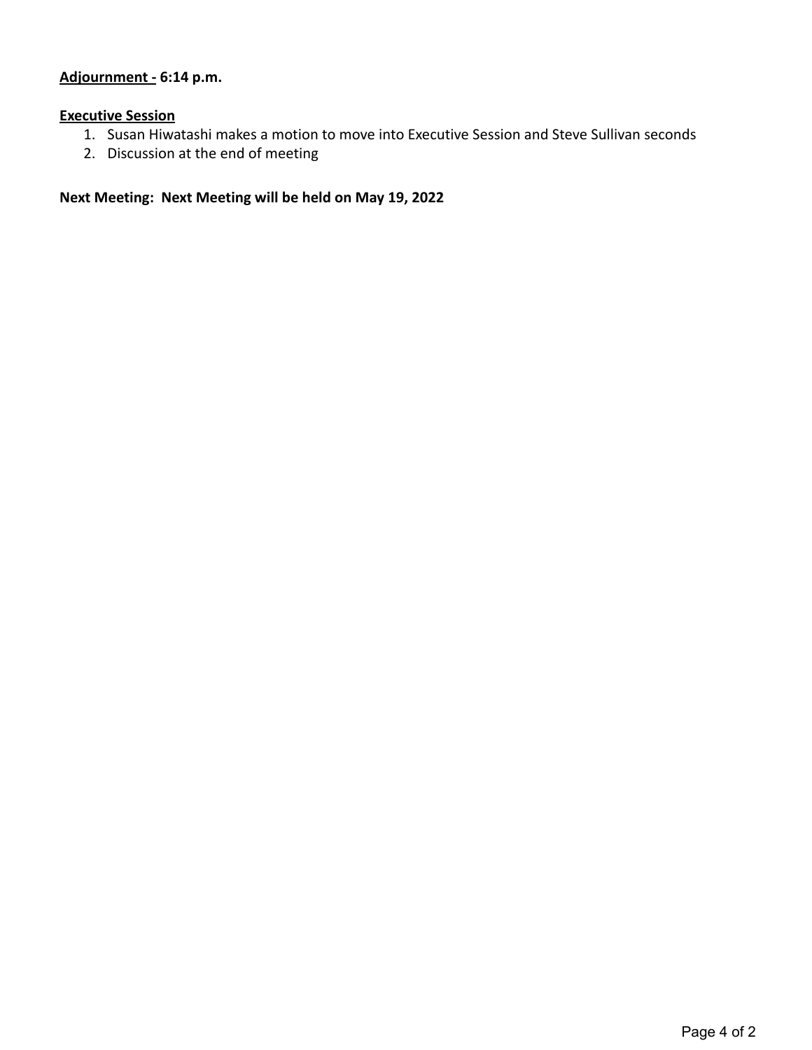**Adjournment - 6:14 p.m.**

**Executive Session**

1. Susan Hiwatashi makes a motion to move into Executive Session and Steve Sullivan seconds
2. Discussion at the end of meeting

**Next Meeting: Next Meeting will be held on May 19, 2022**